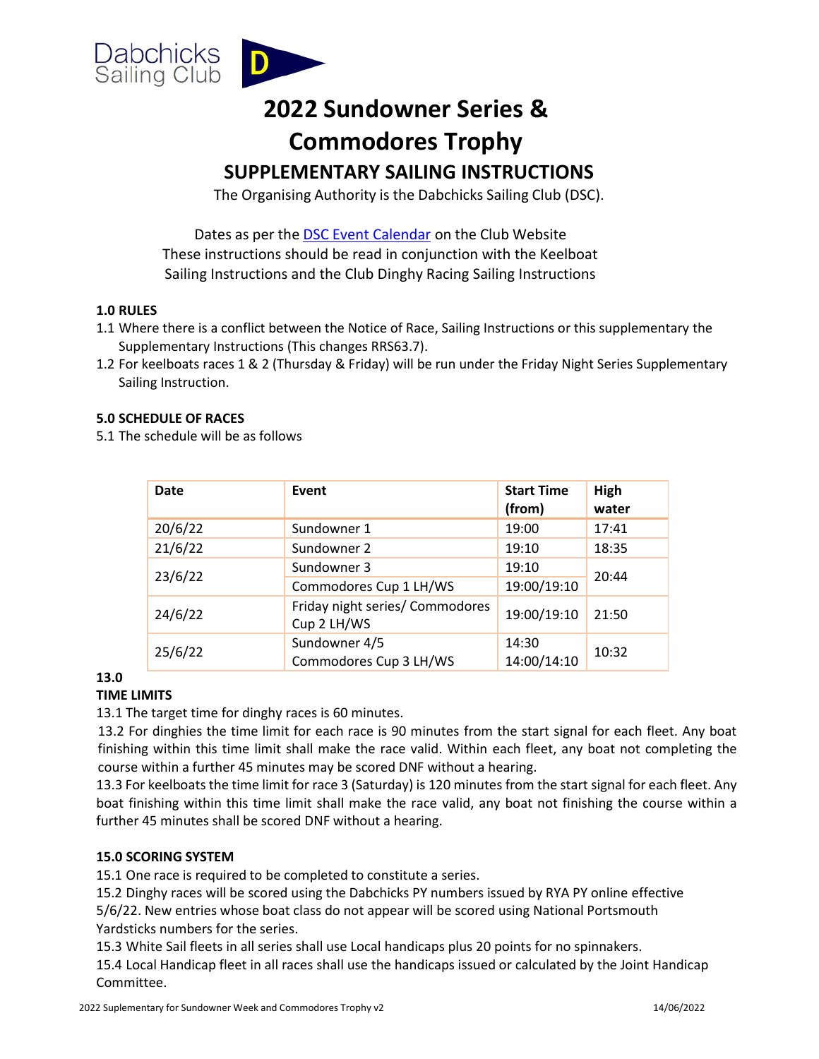Dabchicks Sailing Club

# 2022 Sundowner Series & Commodores Trophy

## SUPPLEMENTARY SAILING INSTRUCTIONS

The Organising Authority is the Dabchicks Sailing Club (DSC).

Dates as per the [DSC Event Calendar] on the Club Website
These instructions should be read in conjunction with the Keelboat Sailing Instructions and the Club Dinghy Racing Sailing Instructions

**1.0 RULES**

1.1 Where there is a conflict between the Notice of Race, Sailing Instructions or this supplementary the Supplementary Instructions (This changes RRS63.7).

1.2 For keelboats races 1 & 2 (Thursday & Friday) will be run under the Friday Night Series Supplementary Sailing Instruction.

**5.0 SCHEDULE OF RACES**

5.1 The schedule will be as follows

| Date | Event | Start Time (from) | High water |
|---|---|---|---|
| 20/6/22 | Sundowner 1 | 19:00 | 17:41 |
| 21/6/22 | Sundowner 2 | 19:10 | 18:35 |
| 23/6/22 | Sundowner 3 | 19:10 | 20:44 |
| | Commodores Cup 1 LH/WS | 19:00/19:10 | |
| 24/6/22 | Friday night series/ Commodores Cup 2 LH/WS | 19:00/19:10 | 21:50 |
| 25/6/22 | Sundowner 4/5<br>Commodores Cup 3 LH/WS | 14:30<br>14:00/14:10 | 10:32 |

**13.0 TIME LIMITS**

13.1 The target time for dinghy races is 60 minutes.

13.2 For dinghies the time limit for each race is 90 minutes from the start signal for each fleet. Any boat finishing within this time limit shall make the race valid. Within each fleet, any boat not completing the course within a further 45 minutes may be scored DNF without a hearing.

13.3 For keelboats the time limit for race 3 (Saturday) is 120 minutes from the start signal for each fleet. Any boat finishing within this time limit shall make the race valid, any boat not finishing the course within a further 45 minutes shall be scored DNF without a hearing.

**15.0 SCORING SYSTEM**

15.1 One race is required to be completed to constitute a series.

15.2 Dinghy races will be scored using the Dabchicks PY numbers issued by RYA PY online effective 5/6/22. New entries whose boat class do not appear will be scored using National Portsmouth Yardsticks numbers for the series.

15.3 White Sail fleets in all series shall use Local handicaps plus 20 points for no spinnakers.

15.4 Local Handicap fleet in all races shall use the handicaps issued or calculated by the Joint Handicap Committee.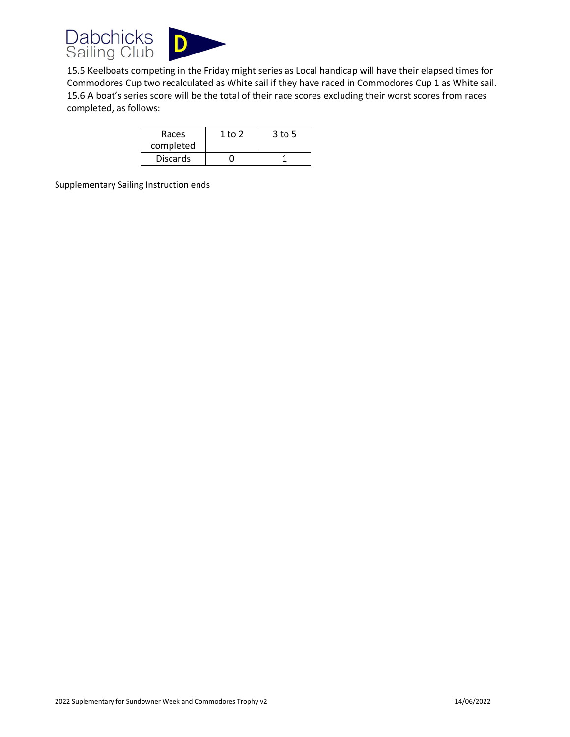15.5 Keelboats competing in the Friday might series as Local handicap will have their elapsed times for Commodores Cup two recalculated as White sail if they have raced in Commodores Cup 1 as White sail.
15.6 A boat's series score will be the total of their race scores excluding their worst scores from races completed, as follows:

| Races completed | 1 to 2 | 3 to 5 |
|---|---|---|
| Discards | 0 | 1 |

Supplementary Sailing Instruction ends